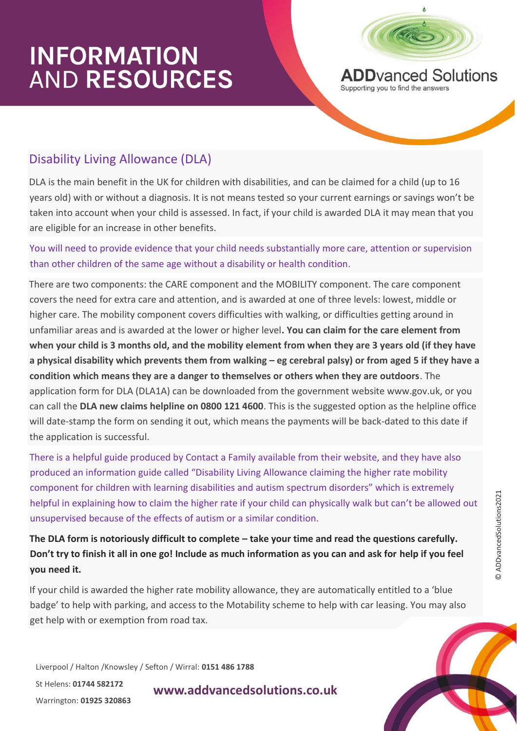# INFORMATION AND RESOURCES

**ADD**vanced Solutions
Supporting you to find the answers

## Disability Living Allowance (DLA)

DLA is the main benefit in the UK for children with disabilities, and can be claimed for a child (up to 16 years old) with or without a diagnosis. It is not means tested so your current earnings or savings won't be taken into account when your child is assessed. In fact, if your child is awarded DLA it may mean that you are eligible for an increase in other benefits.

You will need to provide evidence that your child needs substantially more care, attention or supervision than other children of the same age without a disability or health condition.

There are two components: the CARE component and the MOBILITY component. The care component covers the need for extra care and attention, and is awarded at one of three levels: lowest, middle or higher care. The mobility component covers difficulties with walking, or difficulties getting around in unfamiliar areas and is awarded at the lower or higher level**. You can claim for the care element from when your child is 3 months old, and the mobility element from when they are 3 years old (if they have a physical disability which prevents them from walking – eg cerebral palsy) or from aged 5 if they have a condition which means they are a danger to themselves or others when they are outdoors**. The application form for DLA (DLA1A) can be downloaded from the government website www.gov.uk, or you can call the **DLA new claims helpline on 0800 121 4600**. This is the suggested option as the helpline office will date-stamp the form on sending it out, which means the payments will be back-dated to this date if the application is successful.

There is a helpful guide produced by Contact a Family available from their website, and they have also produced an information guide called "Disability Living Allowance claiming the higher rate mobility component for children with learning disabilities and autism spectrum disorders" which is extremely helpful in explaining how to claim the higher rate if your child can physically walk but can't be allowed out unsupervised because of the effects of autism or a similar condition.

**The DLA form is notoriously difficult to complete – take your time and read the questions carefully. Don't try to finish it all in one go! Include as much information as you can and ask for help if you feel you need it.**

If your child is awarded the higher rate mobility allowance, they are automatically entitled to a 'blue badge' to help with parking, and access to the Motability scheme to help with car leasing. You may also get help with or exemption from road tax.

Liverpool / Halton /Knowsley / Sefton / Wirral: **0151 486 1788**

St Helens: **01744 582172**

Warrington: **01925 320863**

**www.addvancedsolutions.co.uk**

© ADDvancedSolutions2021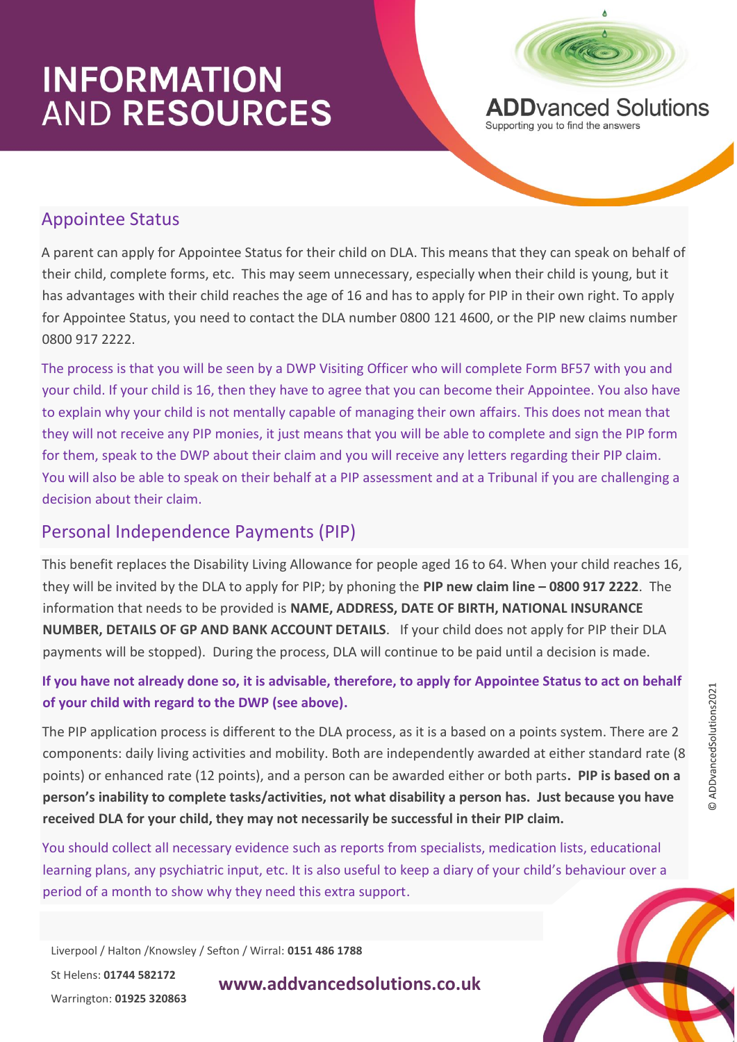# INFORMATION AND RESOURCES

## Appointee Status

A parent can apply for Appointee Status for their child on DLA. This means that they can speak on behalf of their child, complete forms, etc. This may seem unnecessary, especially when their child is young, but it has advantages with their child reaches the age of 16 and has to apply for PIP in their own right. To apply for Appointee Status, you need to contact the DLA number 0800 121 4600, or the PIP new claims number 0800 917 2222.

The process is that you will be seen by a DWP Visiting Officer who will complete Form BF57 with you and your child. If your child is 16, then they have to agree that you can become their Appointee. You also have to explain why your child is not mentally capable of managing their own affairs. This does not mean that they will not receive any PIP monies, it just means that you will be able to complete and sign the PIP form for them, speak to the DWP about their claim and you will receive any letters regarding their PIP claim. You will also be able to speak on their behalf at a PIP assessment and at a Tribunal if you are challenging a decision about their claim.

## Personal Independence Payments (PIP)

This benefit replaces the Disability Living Allowance for people aged 16 to 64. When your child reaches 16, they will be invited by the DLA to apply for PIP; by phoning the **PIP new claim line – 0800 917 2222**. The information that needs to be provided is **NAME, ADDRESS, DATE OF BIRTH, NATIONAL INSURANCE NUMBER, DETAILS OF GP AND BANK ACCOUNT DETAILS**. If your child does not apply for PIP their DLA payments will be stopped). During the process, DLA will continue to be paid until a decision is made.

**If you have not already done so, it is advisable, therefore, to apply for Appointee Status to act on behalf of your child with regard to the DWP (see above).**

The PIP application process is different to the DLA process, as it is a based on a points system. There are 2 components: daily living activities and mobility. Both are independently awarded at either standard rate (8 points) or enhanced rate (12 points), and a person can be awarded either or both parts**. PIP is based on a person's inability to complete tasks/activities, not what disability a person has. Just because you have received DLA for your child, they may not necessarily be successful in their PIP claim.**

You should collect all necessary evidence such as reports from specialists, medication lists, educational learning plans, any psychiatric input, etc. It is also useful to keep a diary of your child's behaviour over a period of a month to show why they need this extra support.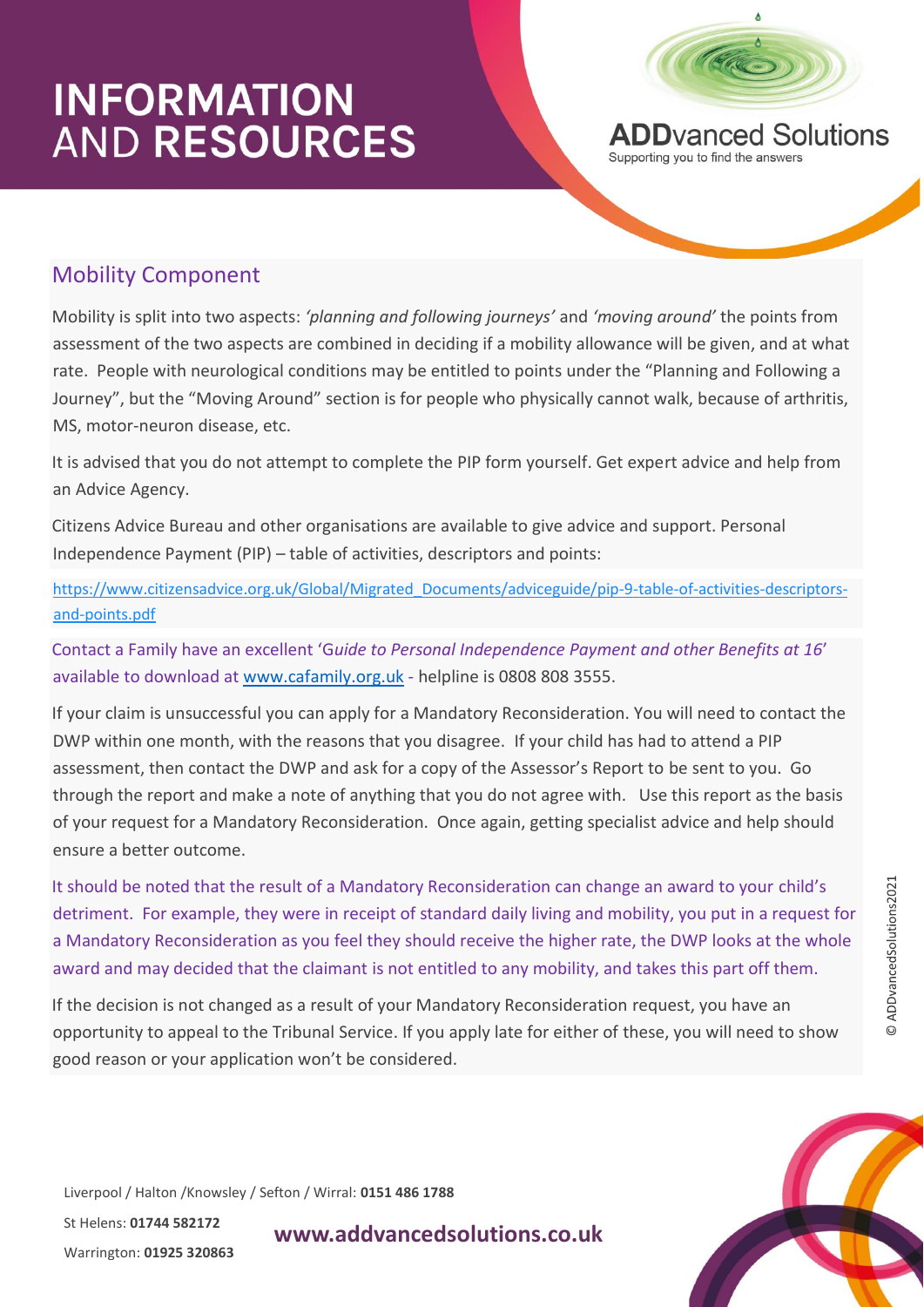## Mobility Component

Mobility is split into two aspects: *'planning and following journeys'* and *'moving around'* the points from assessment of the two aspects are combined in deciding if a mobility allowance will be given, and at what rate. People with neurological conditions may be entitled to points under the "Planning and Following a Journey", but the "Moving Around" section is for people who physically cannot walk, because of arthritis, MS, motor-neuron disease, etc.

It is advised that you do not attempt to complete the PIP form yourself. Get expert advice and help from an Advice Agency.

Citizens Advice Bureau and other organisations are available to give advice and support. Personal Independence Payment (PIP) – table of activities, descriptors and points:

https://www.citizensadvice.org.uk/Global/Migrated_Documents/adviceguide/pip-9-table-of-activities-descriptors-and-points.pdf

Contact a Family have an excellent '*Guide to Personal Independence Payment and other Benefits at 16*' available to download at www.cafamily.org.uk - helpline is 0808 808 3555.

If your claim is unsuccessful you can apply for a Mandatory Reconsideration. You will need to contact the DWP within one month, with the reasons that you disagree. If your child has had to attend a PIP assessment, then contact the DWP and ask for a copy of the Assessor's Report to be sent to you. Go through the report and make a note of anything that you do not agree with. Use this report as the basis of your request for a Mandatory Reconsideration. Once again, getting specialist advice and help should ensure a better outcome.

It should be noted that the result of a Mandatory Reconsideration can change an award to your child's detriment. For example, they were in receipt of standard daily living and mobility, you put in a request for a Mandatory Reconsideration as you feel they should receive the higher rate, the DWP looks at the whole award and may decided that the claimant is not entitled to any mobility, and takes this part off them.

If the decision is not changed as a result of your Mandatory Reconsideration request, you have an opportunity to appeal to the Tribunal Service. If you apply late for either of these, you will need to show good reason or your application won't be considered.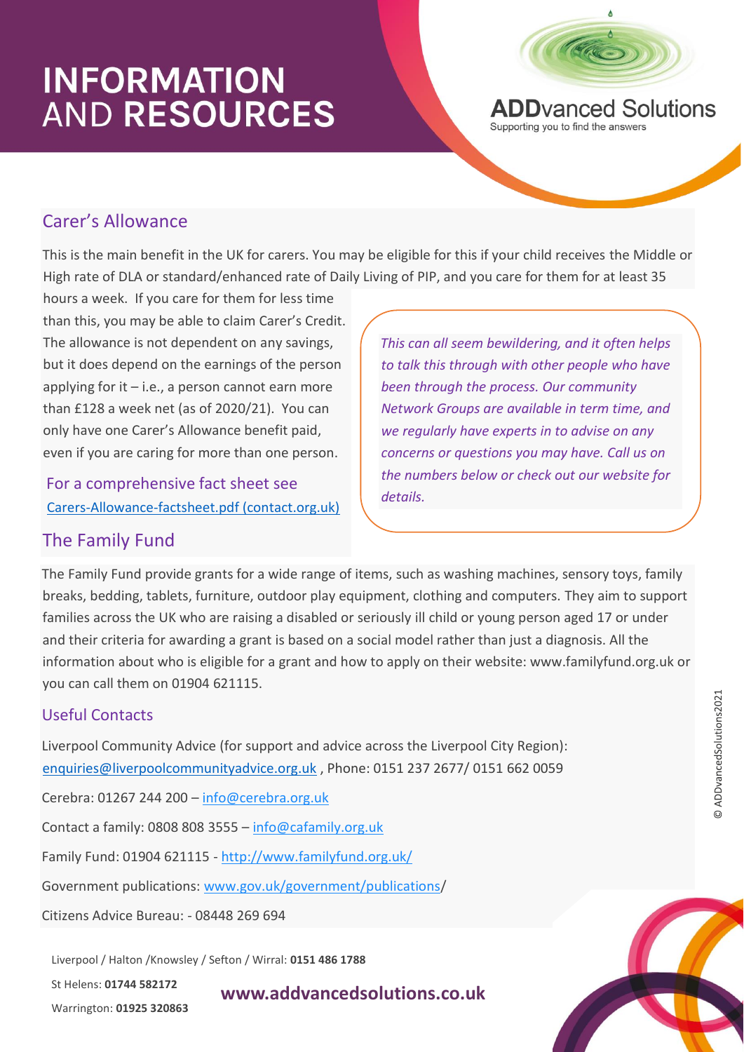# INFORMATION AND RESOURCES

**ADD**vanced Solutions
Supporting you to find the answers

## Carer's Allowance

This is the main benefit in the UK for carers. You may be eligible for this if your child receives the Middle or High rate of DLA or standard/enhanced rate of Daily Living of PIP, and you care for them for at least 35 hours a week. If you care for them for less time than this, you may be able to claim Carer's Credit. The allowance is not dependent on any savings, but it does depend on the earnings of the person applying for it – i.e., a person cannot earn more than £128 a week net (as of 2020/21). You can only have one Carer's Allowance benefit paid, even if you are caring for more than one person.

For a comprehensive fact sheet see
[Carers-Allowance-factsheet.pdf (contact.org.uk)](Carers-Allowance-factsheet.pdf)

*This can all seem bewildering, and it often helps to talk this through with other people who have been through the process. Our community Network Groups are available in term time, and we regularly have experts in to advise on any concerns or questions you may have. Call us on the numbers below or check out our website for details.*

## The Family Fund

The Family Fund provide grants for a wide range of items, such as washing machines, sensory toys, family breaks, bedding, tablets, furniture, outdoor play equipment, clothing and computers. They aim to support families across the UK who are raising a disabled or seriously ill child or young person aged 17 or under and their criteria for awarding a grant is based on a social model rather than just a diagnosis. All the information about who is eligible for a grant and how to apply on their website: www.familyfund.org.uk or you can call them on 01904 621115.

## Useful Contacts

Liverpool Community Advice (for support and advice across the Liverpool City Region): enquiries@liverpoolcommunityadvice.org.uk , Phone: 0151 237 2677/ 0151 662 0059

Cerebra: 01267 244 200 – info@cerebra.org.uk

Contact a family: 0808 808 3555 – info@cafamily.org.uk

Family Fund: 01904 621115 - http://www.familyfund.org.uk/

Government publications: www.gov.uk/government/publications/

Citizens Advice Bureau: - 08448 269 694

Liverpool / Halton /Knowsley / Sefton / Wirral: **0151 486 1788**

St Helens: **01744 582172**

Warrington: **01925 320863**

**www.addvancedsolutions.co.uk**

© ADDvancedSolutions2021